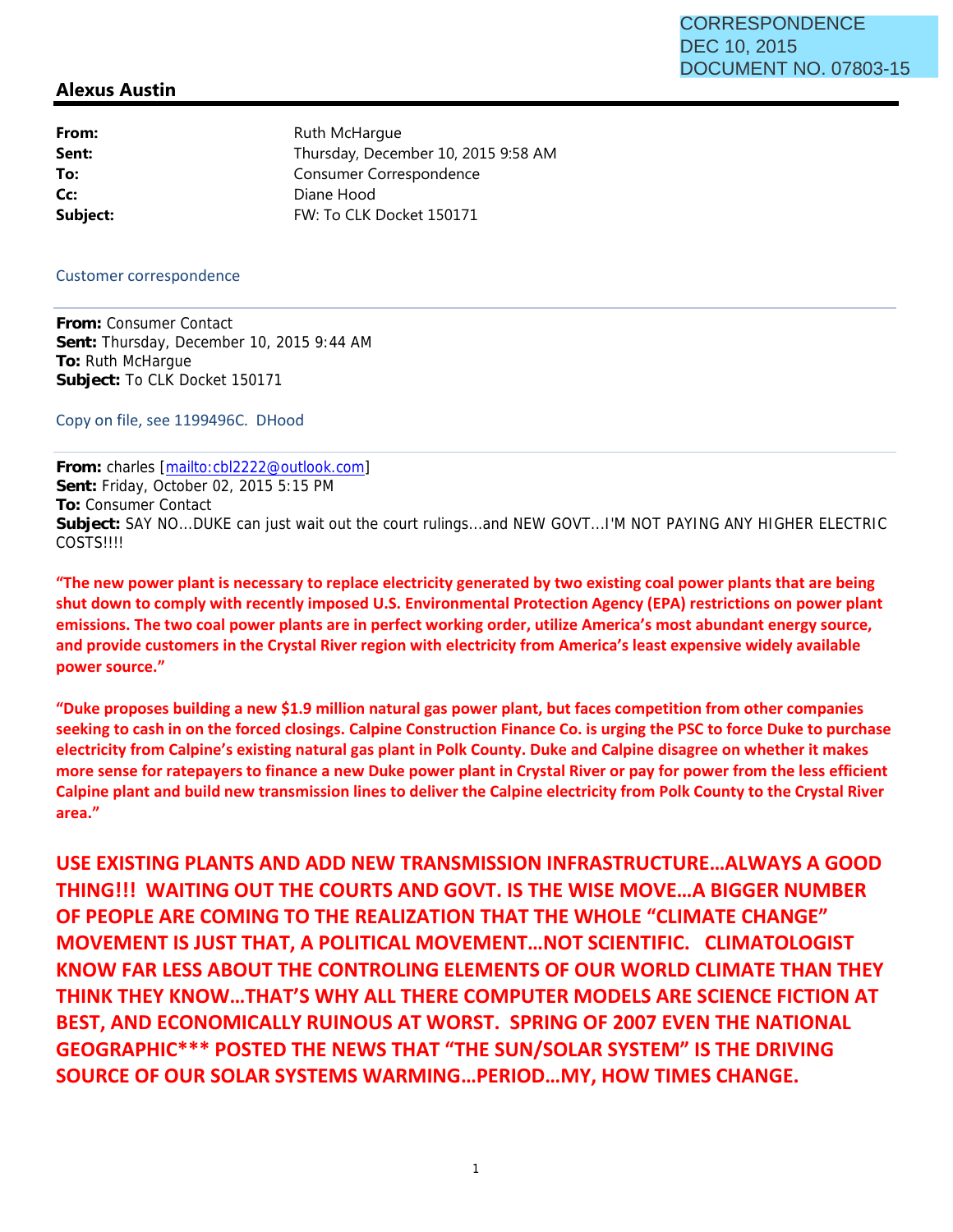CORRESPONDENCE
DEC 10, 2015
DOCUMENT NO. 07803-15

## Alexus Austin

| | |
|---|---|
| **From:** | Ruth McHargue |
| **Sent:** | Thursday, December 10, 2015 9:58 AM |
| **To:** | Consumer Correspondence |
| **Cc:** | Diane Hood |
| **Subject:** | FW: To CLK Docket 150171 |

Customer correspondence

---

**From:** Consumer Contact
**Sent:** Thursday, December 10, 2015 9:44 AM
**To:** Ruth McHargue
**Subject:** To CLK Docket 150171

Copy on file, see 1199496C. DHood

---

**From:** charles [mailto:cbl2222@outlook.com]
**Sent:** Friday, October 02, 2015 5:15 PM
**To:** Consumer Contact
**Subject:** SAY NO...DUKE can just wait out the court rulings...and NEW GOVT...I'M NOT PAYING ANY HIGHER ELECTRIC COSTS!!!!

**"The new power plant is necessary to replace electricity generated by two existing coal power plants that are being shut down to comply with recently imposed U.S. Environmental Protection Agency (EPA) restrictions on power plant emissions. The two coal power plants are in perfect working order, utilize America's most abundant energy source, and provide customers in the Crystal River region with electricity from America's least expensive widely available power source."**

**"Duke proposes building a new $1.9 million natural gas power plant, but faces competition from other companies seeking to cash in on the forced closings. Calpine Construction Finance Co. is urging the PSC to force Duke to purchase electricity from Calpine's existing natural gas plant in Polk County. Duke and Calpine disagree on whether it makes more sense for ratepayers to finance a new Duke power plant in Crystal River or pay for power from the less efficient Calpine plant and build new transmission lines to deliver the Calpine electricity from Polk County to the Crystal River area."**

**USE EXISTING PLANTS AND ADD NEW TRANSMISSION INFRASTRUCTURE...ALWAYS A GOOD THING!!! WAITING OUT THE COURTS AND GOVT. IS THE WISE MOVE...A BIGGER NUMBER OF PEOPLE ARE COMING TO THE REALIZATION THAT THE WHOLE "CLIMATE CHANGE" MOVEMENT IS JUST THAT, A POLITICAL MOVEMENT...NOT SCIENTIFIC. CLIMATOLOGIST KNOW FAR LESS ABOUT THE CONTROLING ELEMENTS OF OUR WORLD CLIMATE THAN THEY THINK THEY KNOW...THAT'S WHY ALL THERE COMPUTER MODELS ARE SCIENCE FICTION AT BEST, AND ECONOMICALLY RUINOUS AT WORST. SPRING OF 2007 EVEN THE NATIONAL GEOGRAPHIC*** POSTED THE NEWS THAT "THE SUN/SOLAR SYSTEM" IS THE DRIVING SOURCE OF OUR SOLAR SYSTEMS WARMING...PERIOD...MY, HOW TIMES CHANGE.**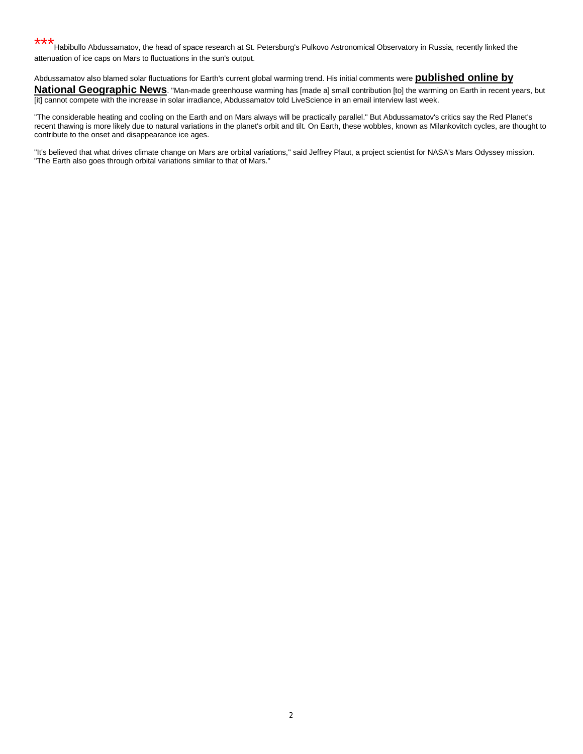***Habibullo Abdussamatov, the head of space research at St. Petersburg's Pulkovo Astronomical Observatory in Russia, recently linked the attenuation of ice caps on Mars to fluctuations in the sun's output.

Abdussamatov also blamed solar fluctuations for Earth's current global warming trend. His initial comments were **published online by National Geographic News**. "Man-made greenhouse warming has [made a] small contribution [to] the warming on Earth in recent years, but [it] cannot compete with the increase in solar irradiance, Abdussamatov told LiveScience in an email interview last week.

"The considerable heating and cooling on the Earth and on Mars always will be practically parallel." But Abdussamatov's critics say the Red Planet's recent thawing is more likely due to natural variations in the planet's orbit and tilt. On Earth, these wobbles, known as Milankovitch cycles, are thought to contribute to the onset and disappearance ice ages.

"It's believed that what drives climate change on Mars are orbital variations," said Jeffrey Plaut, a project scientist for NASA's Mars Odyssey mission. "The Earth also goes through orbital variations similar to that of Mars."